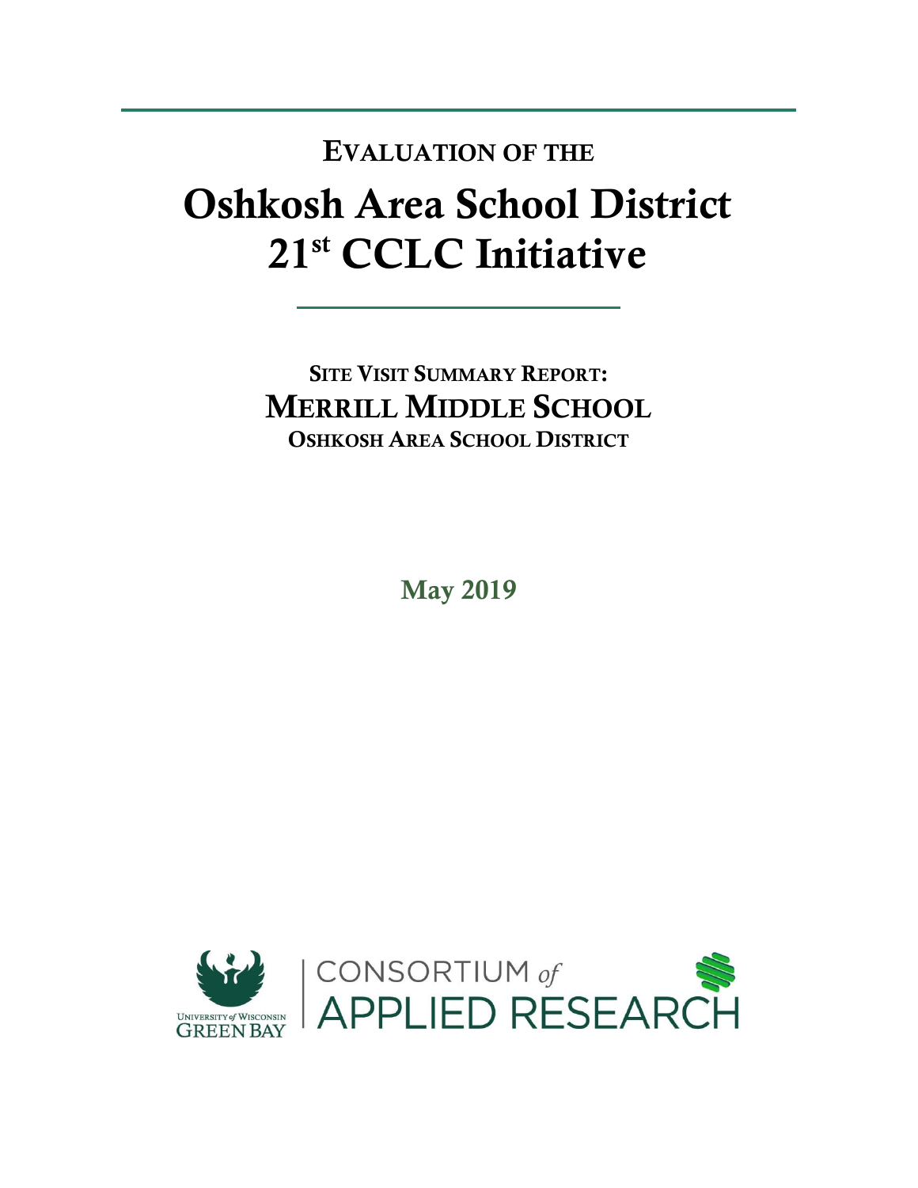# Evaluation of the

# Oshkosh Area School District 21st CCLC Initiative

## Site Visit Summary Report:

## Merrill Middle School

### Oshkosh Area School District

**May 2019**

University of Wisconsin Green Bay | Consortium of Applied Research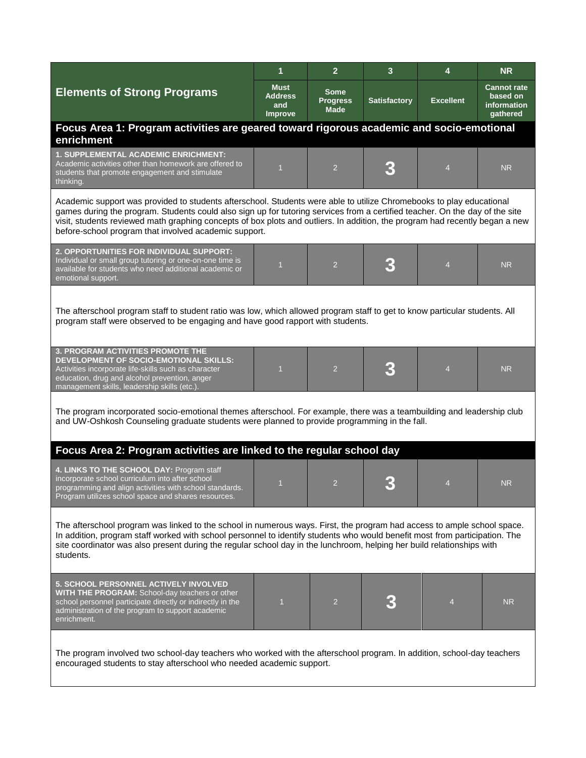| Elements of Strong Programs | 1<br>Must Address and Improve | 2<br>Some Progress Made | 3<br>Satisfactory | 4<br>Excellent | NR<br>Cannot rate based on information gathered |
|---|---|---|---|---|---|
| **Focus Area 1: Program activities are geared toward rigorous academic and socio-emotional enrichment** | | | | | |
| **1. SUPPLEMENTAL ACADEMIC ENRICHMENT:** Academic activities other than homework are offered to students that promote engagement and stimulate thinking. | 1 | 2 | **3** | 4 | NR |
| Academic support was provided to students afterschool. Students were able to utilize Chromebooks to play educational games during the program. Students could also sign up for tutoring services from a certified teacher. On the day of the site visit, students reviewed math graphing concepts of box plots and outliers. In addition, the program had recently began a new before-school program that involved academic support. | | | | | |
| **2. OPPORTUNITIES FOR INDIVIDUAL SUPPORT:** Individual or small group tutoring or one-on-one time is available for students who need additional academic or emotional support. | 1 | 2 | **3** | 4 | NR |
| The afterschool program staff to student ratio was low, which allowed program staff to get to know particular students. All program staff were observed to be engaging and have good rapport with students. | | | | | |
| **3. PROGRAM ACTIVITIES PROMOTE THE DEVELOPMENT OF SOCIO-EMOTIONAL SKILLS:** Activities incorporate life-skills such as character education, drug and alcohol prevention, anger management skills, leadership skills (etc.). | 1 | 2 | **3** | 4 | NR |
| The program incorporated socio-emotional themes afterschool. For example, there was a teambuilding and leadership club and UW-Oshkosh Counseling graduate students were planned to provide programming in the fall. | | | | | |
| **Focus Area 2: Program activities are linked to the regular school day** | | | | | |
| **4. LINKS TO THE SCHOOL DAY:** Program staff incorporate school curriculum into after school programming and align activities with school standards. Program utilizes school space and shares resources. | 1 | 2 | **3** | 4 | NR |
| The afterschool program was linked to the school in numerous ways. First, the program had access to ample school space. In addition, program staff worked with school personnel to identify students who would benefit most from participation. The site coordinator was also present during the regular school day in the lunchroom, helping her build relationships with students. | | | | | |
| **5. SCHOOL PERSONNEL ACTIVELY INVOLVED WITH THE PROGRAM:** School-day teachers or other school personnel participate directly or indirectly in the administration of the program to support academic enrichment. | 1 | 2 | **3** | 4 | NR |
| The program involved two school-day teachers who worked with the afterschool program. In addition, school-day teachers encouraged students to stay afterschool who needed academic support. | | | | | |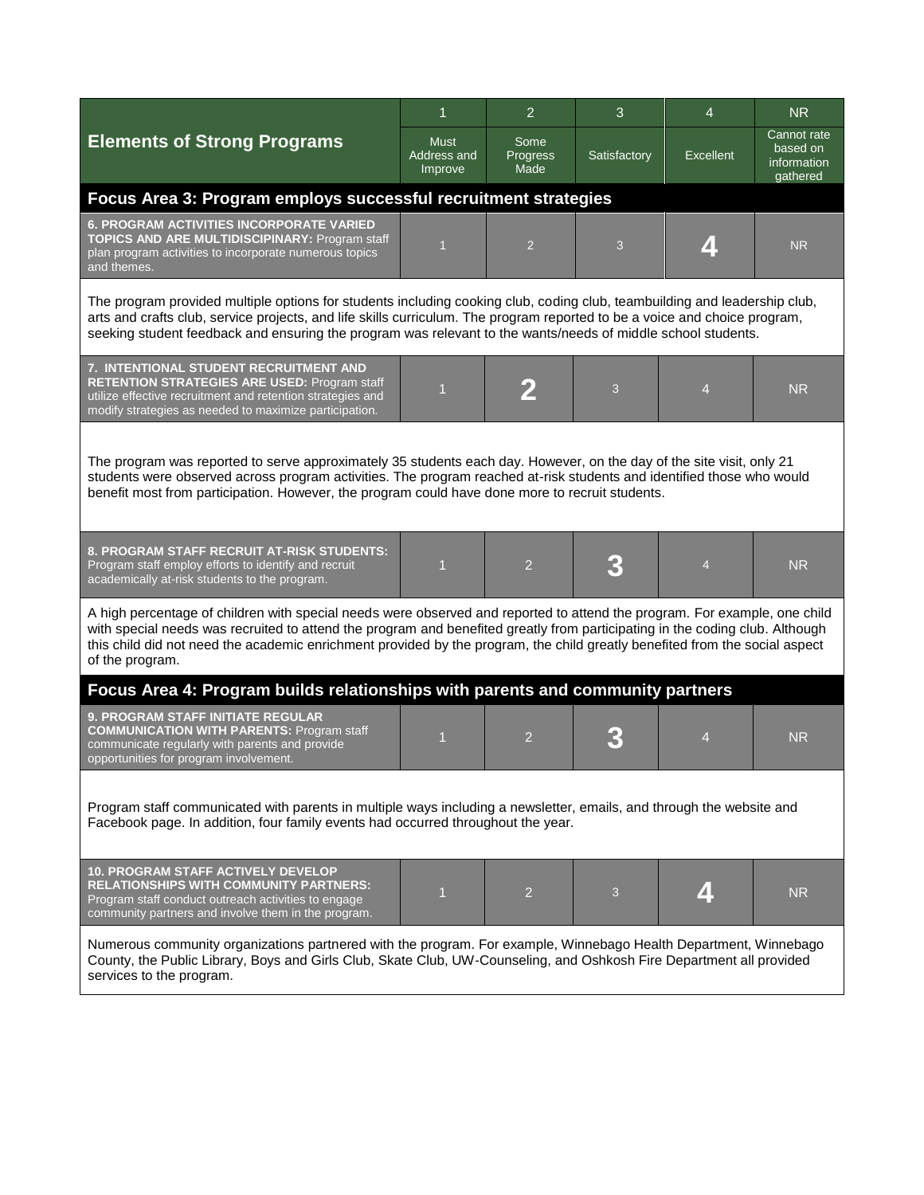| Elements of Strong Programs | 1<br>Must Address and Improve | 2<br>Some Progress Made | 3<br>Satisfactory | 4<br>Excellent | NR<br>Cannot rate based on information gathered |
|---|---|---|---|---|---|
| **Focus Area 3: Program employs successful recruitment strategies** | | | | | |
| **6. PROGRAM ACTIVITIES INCORPORATE VARIED TOPICS AND ARE MULTIDISCIPINARY:** Program staff plan program activities to incorporate numerous topics and themes. | 1 | 2 | 3 | **4** | NR |
| The program provided multiple options for students including cooking club, coding club, teambuilding and leadership club, arts and crafts club, service projects, and life skills curriculum. The program reported to be a voice and choice program, seeking student feedback and ensuring the program was relevant to the wants/needs of middle school students. | | | | | |
| **7. INTENTIONAL STUDENT RECRUITMENT AND RETENTION STRATEGIES ARE USED:** Program staff utilize effective recruitment and retention strategies and modify strategies as needed to maximize participation. | 1 | **2** | 3 | 4 | NR |
| The program was reported to serve approximately 35 students each day. However, on the day of the site visit, only 21 students were observed across program activities. The program reached at-risk students and identified those who would benefit most from participation. However, the program could have done more to recruit students. | | | | | |
| **8. PROGRAM STAFF RECRUIT AT-RISK STUDENTS:** Program staff employ efforts to identify and recruit academically at-risk students to the program. | 1 | 2 | **3** | 4 | NR |
| A high percentage of children with special needs were observed and reported to attend the program. For example, one child with special needs was recruited to attend the program and benefited greatly from participating in the coding club. Although this child did not need the academic enrichment provided by the program, the child greatly benefited from the social aspect of the program. | | | | | |
| **Focus Area 4: Program builds relationships with parents and community partners** | | | | | |
| **9. PROGRAM STAFF INITIATE REGULAR COMMUNICATION WITH PARENTS:** Program staff communicate regularly with parents and provide opportunities for program involvement. | 1 | 2 | **3** | 4 | NR |
| Program staff communicated with parents in multiple ways including a newsletter, emails, and through the website and Facebook page. In addition, four family events had occurred throughout the year. | | | | | |
| **10. PROGRAM STAFF ACTIVELY DEVELOP RELATIONSHIPS WITH COMMUNITY PARTNERS:** Program staff conduct outreach activities to engage community partners and involve them in the program. | 1 | 2 | 3 | **4** | NR |
| Numerous community organizations partnered with the program. For example, Winnebago Health Department, Winnebago County, the Public Library, Boys and Girls Club, Skate Club, UW-Counseling, and Oshkosh Fire Department all provided services to the program. | | | | | |